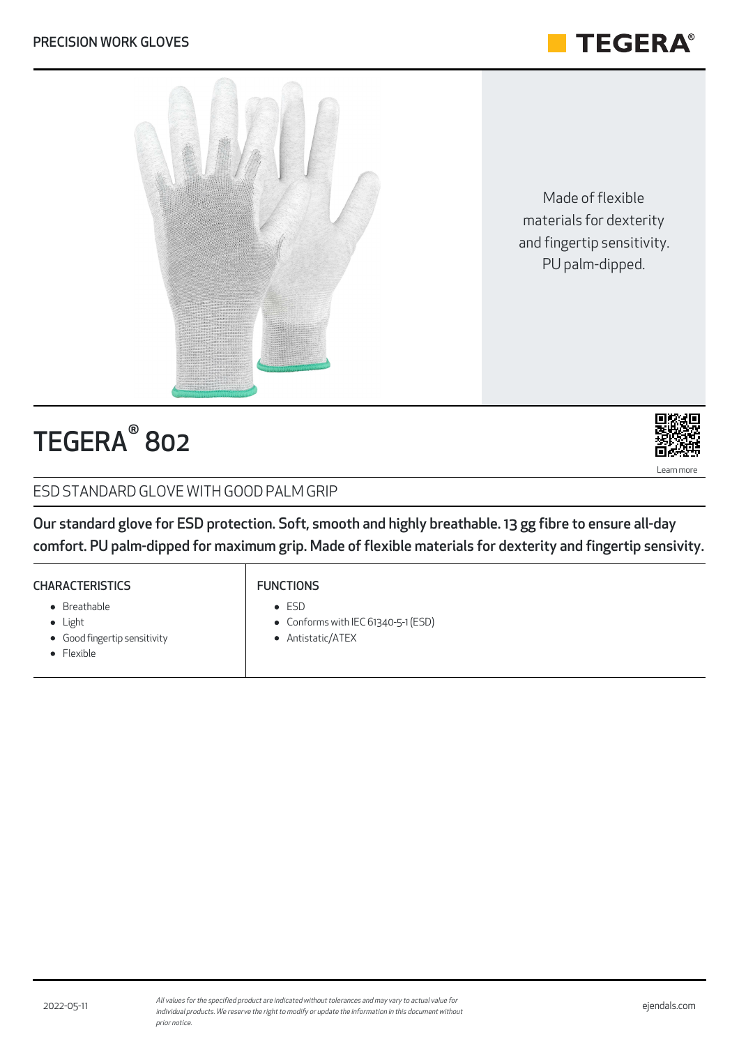PRECISION WORK GLOVES

TEGERA®

Made of flexible materials for dexterity and fingertip sensitivity. PU palm-dipped.

# TEGERA® 802

Learn more

## ESD STANDARD GLOVE WITH GOOD PALM GRIP

**Our standard glove for ESD protection. Soft, smooth and highly breathable. 13 gg fibre to ensure all-day comfort. PU palm-dipped for maximum grip. Made of flexible materials for dexterity and fingertip sensivity.**

### CHARACTERISTICS

- Breathable
- Light
- Good fingertip sensitivity
- Flexible

### FUNCTIONS

- ESD
- Conforms with IEC 61340-5-1 (ESD)
- Antistatic/ATEX

2022-05-11

*All values for the specified product are indicated without tolerances and may vary to actual value for individual products. We reserve the right to modify or update the information in this document without prior notice.*

ejendals.com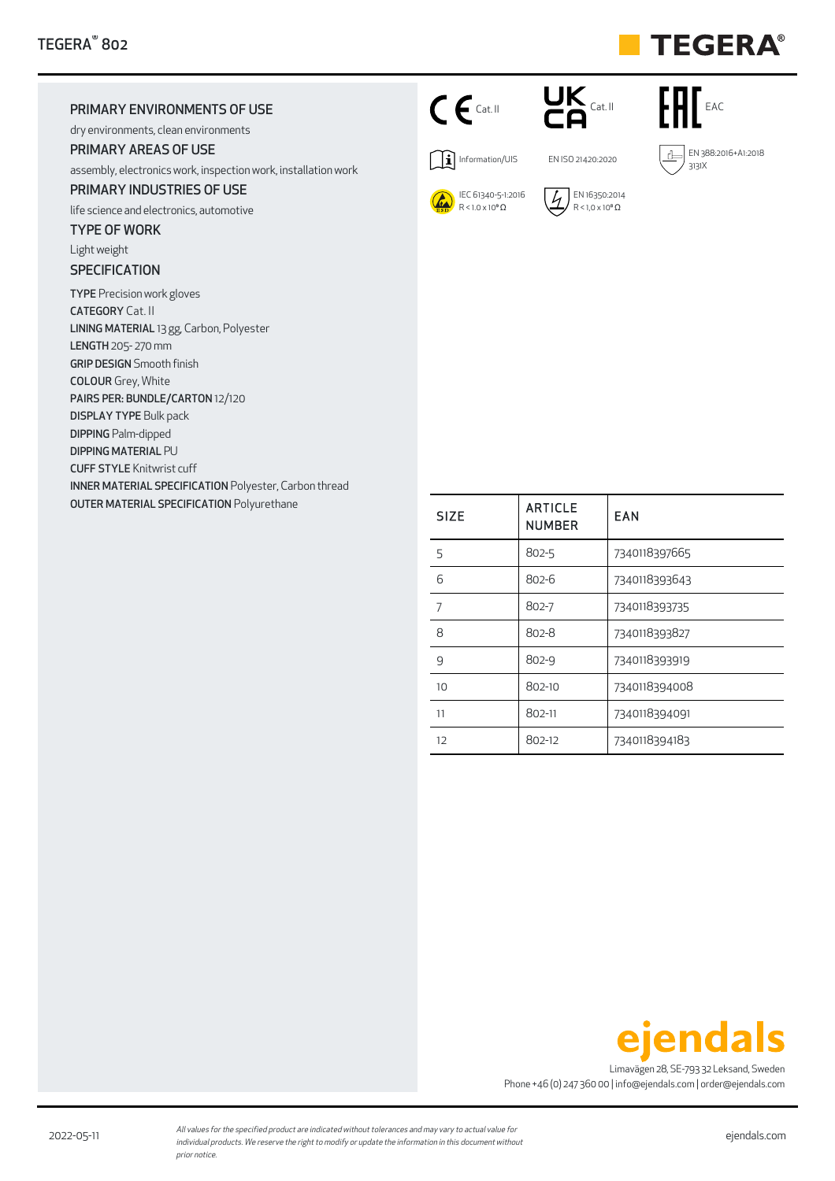# TEGERA® 802

## PRIMARY ENVIRONMENTS OF USE

dry environments, clean environments

## PRIMARY AREAS OF USE

assembly, electronics work, inspection work, installation work

## PRIMARY INDUSTRIES OF USE

life science and electronics, automotive

## TYPE OF WORK

Light weight

## SPECIFICATION

**TYPE** Precision work gloves
**CATEGORY** Cat. II
**LINING MATERIAL** 13 gg, Carbon, Polyester
**LENGTH** 205- 270 mm
**GRIP DESIGN** Smooth finish
**COLOUR** Grey, White
**PAIRS PER: BUNDLE/CARTON** 12/120
**DISPLAY TYPE** Bulk pack
**DIPPING** Palm-dipped
**DIPPING MATERIAL** PU
**CUFF STYLE** Knitwrist cuff
**INNER MATERIAL SPECIFICATION** Polyester, Carbon thread
**OUTER MATERIAL SPECIFICATION** Polyurethane

CE Cat. II

UK CA Cat. II

EAC

Information/UIS

EN ISO 21420:2020

EN 388:2016+A1:2018
3131X

IEC 61340-5-1:2016
R < 1.0 x 10⁸ Ω

EN 16350:2014
R < 1,0 x 10⁸ Ω

| SIZE | ARTICLE NUMBER | EAN |
|---|---|---|
| 5 | 802-5 | 7340118397665 |
| 6 | 802-6 | 7340118393643 |
| 7 | 802-7 | 7340118393735 |
| 8 | 802-8 | 7340118393827 |
| 9 | 802-9 | 7340118393919 |
| 10 | 802-10 | 7340118394008 |
| 11 | 802-11 | 7340118394091 |
| 12 | 802-12 | 7340118394183 |

**ejendals**

Limavägen 28, SE-793 32 Leksand, Sweden
Phone +46 (0) 247 360 00 | info@ejendals.com | order@ejendals.com

2022-05-11

*All values for the specified product are indicated without tolerances and may vary to actual value for individual products. We reserve the right to modify or update the information in this document without prior notice.*

ejendals.com